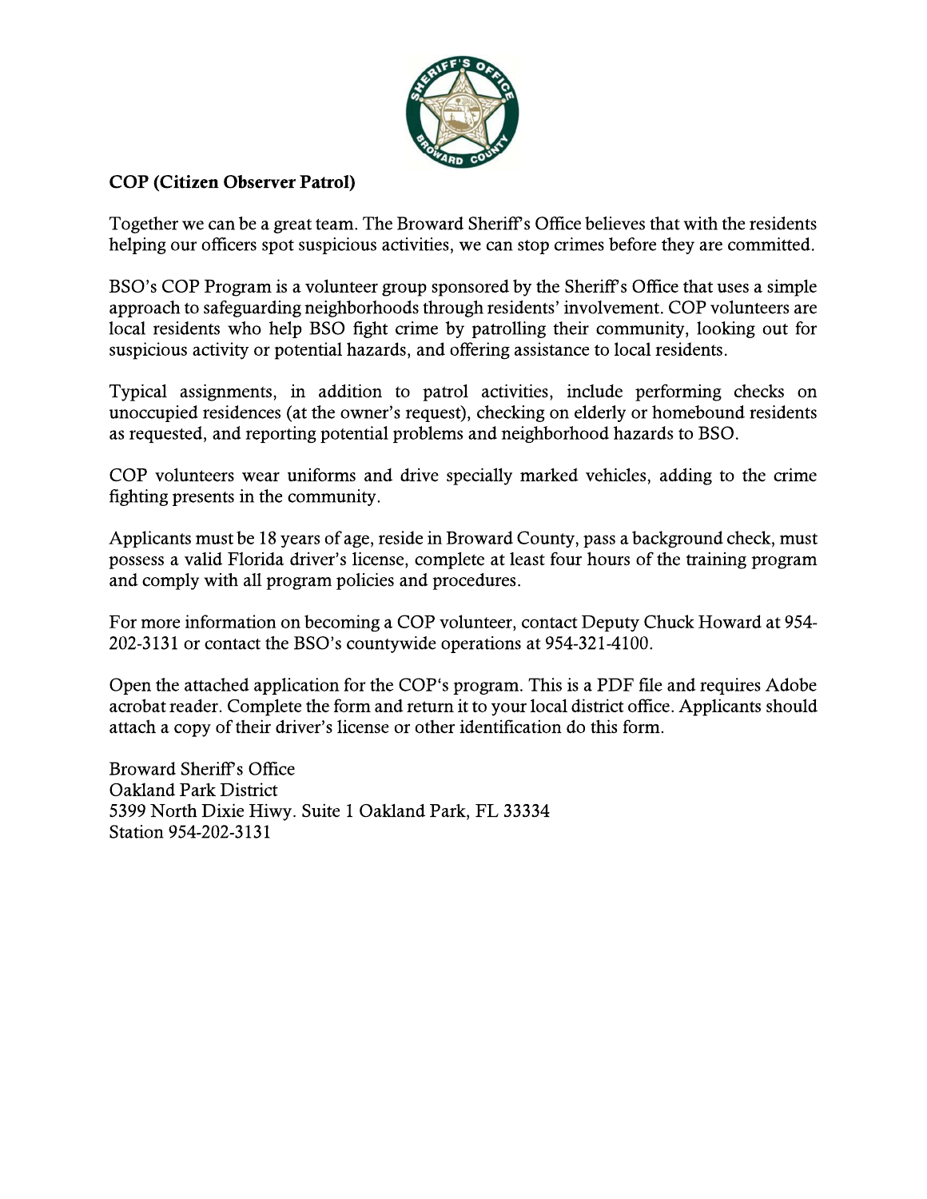**COP (Citizen Observer Patrol)**

Together we can be a great team. The Broward Sheriff's Office believes that with the residents helping our officers spot suspicious activities, we can stop crimes before they are committed.

BSO's COP Program is a volunteer group sponsored by the Sheriff's Office that uses a simple approach to safeguarding neighborhoods through residents' involvement. COP volunteers are local residents who help BSO fight crime by patrolling their community, looking out for suspicious activity or potential hazards, and offering assistance to local residents.

Typical assignments, in addition to patrol activities, include performing checks on unoccupied residences (at the owner's request), checking on elderly or homebound residents as requested, and reporting potential problems and neighborhood hazards to BSO.

COP volunteers wear uniforms and drive specially marked vehicles, adding to the crime fighting presents in the community.

Applicants must be 18 years of age, reside in Broward County, pass a background check, must possess a valid Florida driver's license, complete at least four hours of the training program and comply with all program policies and procedures.

For more information on becoming a COP volunteer, contact Deputy Chuck Howard at 954-202-3131 or contact the BSO's countywide operations at 954-321-4100.

Open the attached application for the COP's program. This is a PDF file and requires Adobe acrobat reader. Complete the form and return it to your local district office. Applicants should attach a copy of their driver's license or other identification do this form.

Broward Sheriff's Office
Oakland Park District
5399 North Dixie Hiwy. Suite 1 Oakland Park, FL 33334
Station 954-202-3131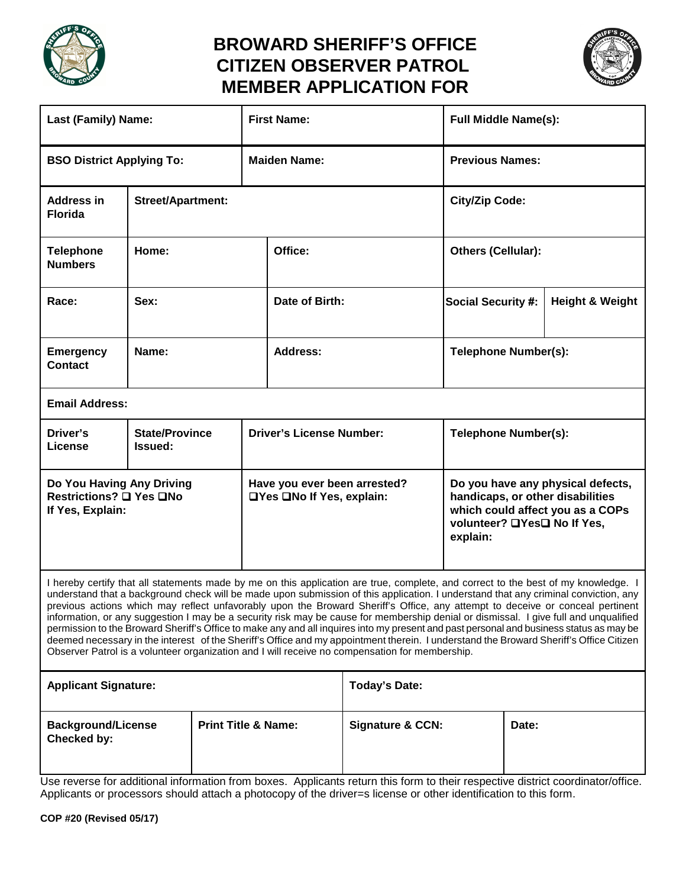# BROWARD SHERIFF'S OFFICE CITIZEN OBSERVER PATROL MEMBER APPLICATION FOR

| | | | | |
|---|---|---|---|---|
| **Last (Family) Name:** | | **First Name:** | **Full Middle Name(s):** | |
| **BSO District Applying To:** | | **Maiden Name:** | **Previous Names:** | |
| **Address in Florida** | **Street/Apartment:** | | **City/Zip Code:** | |
| **Telephone Numbers** | **Home:** | **Office:** | **Others (Cellular):** | |
| **Race:** | **Sex:** | **Date of Birth:** | **Social Security #:** | **Height & Weight** |
| **Emergency Contact** | **Name:** | **Address:** | **Telephone Number(s):** | |
| **Email Address:** | | | | |
| **Driver's License** | **State/Province Issued:** | **Driver's License Number:** | **Telephone Number(s):** | |
| **Do You Having Any Driving Restrictions? ❑ Yes ❑No If Yes, Explain:** | | **Have you ever been arrested? ❑Yes ❑No If Yes, explain:** | **Do you have any physical defects, handicaps, or other disabilities which could affect you as a COPs volunteer? ❑Yes❑ No If Yes, explain:** | |

I hereby certify that all statements made by me on this application are true, complete, and correct to the best of my knowledge. I understand that a background check will be made upon submission of this application. I understand that any criminal conviction, any previous actions which may reflect unfavorably upon the Broward Sheriff's Office, any attempt to deceive or conceal pertinent information, or any suggestion I may be a security risk may be cause for membership denial or dismissal. I give full and unqualified permission to the Broward Sheriff's Office to make any and all inquires into my present and past personal and business status as may be deemed necessary in the interest of the Sheriff's Office and my appointment therein. I understand the Broward Sheriff's Office Citizen Observer Patrol is a volunteer organization and I will receive no compensation for membership.

| | | | |
|---|---|---|---|
| **Applicant Signature:** | | **Today's Date:** | |
| **Background/License Checked by:** | **Print Title & Name:** | **Signature & CCN:** | **Date:** |

Use reverse for additional information from boxes. Applicants return this form to their respective district coordinator/office. Applicants or processors should attach a photocopy of the driver=s license or other identification to this form.

**COP #20 (Revised 05/17)**